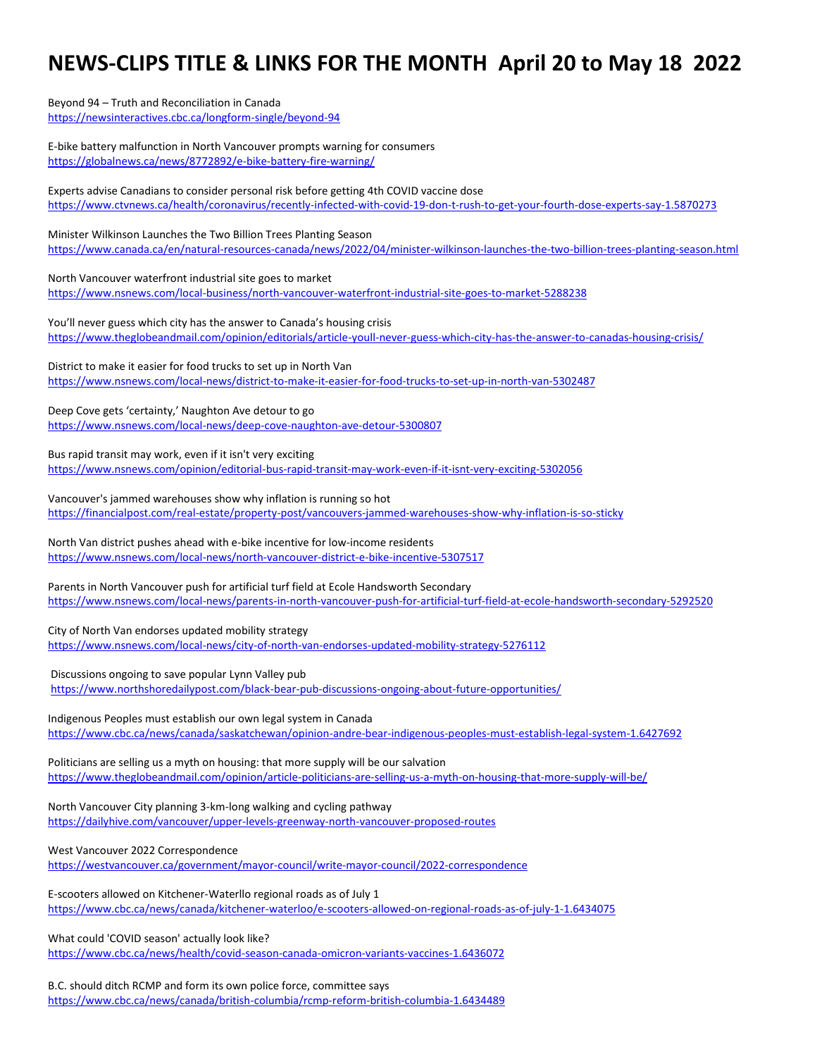# NEWS-CLIPS TITLE & LINKS FOR THE MONTH April 20 to May 18 2022

Beyond 94 – Truth and Reconciliation in Canada
https://newsinteractives.cbc.ca/longform-single/beyond-94

E-bike battery malfunction in North Vancouver prompts warning for consumers
https://globalnews.ca/news/8772892/e-bike-battery-fire-warning/

Experts advise Canadians to consider personal risk before getting 4th COVID vaccine dose
https://www.ctvnews.ca/health/coronavirus/recently-infected-with-covid-19-don-t-rush-to-get-your-fourth-dose-experts-say-1.5870273

Minister Wilkinson Launches the Two Billion Trees Planting Season
https://www.canada.ca/en/natural-resources-canada/news/2022/04/minister-wilkinson-launches-the-two-billion-trees-planting-season.html

North Vancouver waterfront industrial site goes to market
https://www.nsnews.com/local-business/north-vancouver-waterfront-industrial-site-goes-to-market-5288238

You'll never guess which city has the answer to Canada's housing crisis
https://www.theglobeandmail.com/opinion/editorials/article-youll-never-guess-which-city-has-the-answer-to-canadas-housing-crisis/

District to make it easier for food trucks to set up in North Van
https://www.nsnews.com/local-news/district-to-make-it-easier-for-food-trucks-to-set-up-in-north-van-5302487

Deep Cove gets 'certainty,' Naughton Ave detour to go
https://www.nsnews.com/local-news/deep-cove-naughton-ave-detour-5300807

Bus rapid transit may work, even if it isn't very exciting
https://www.nsnews.com/opinion/editorial-bus-rapid-transit-may-work-even-if-it-isnt-very-exciting-5302056

Vancouver's jammed warehouses show why inflation is running so hot
https://financialpost.com/real-estate/property-post/vancouvers-jammed-warehouses-show-why-inflation-is-so-sticky

North Van district pushes ahead with e-bike incentive for low-income residents
https://www.nsnews.com/local-news/north-vancouver-district-e-bike-incentive-5307517

Parents in North Vancouver push for artificial turf field at Ecole Handsworth Secondary
https://www.nsnews.com/local-news/parents-in-north-vancouver-push-for-artificial-turf-field-at-ecole-handsworth-secondary-5292520

City of North Van endorses updated mobility strategy
https://www.nsnews.com/local-news/city-of-north-van-endorses-updated-mobility-strategy-5276112

Discussions ongoing to save popular Lynn Valley pub
https://www.northshoredailypost.com/black-bear-pub-discussions-ongoing-about-future-opportunities/

Indigenous Peoples must establish our own legal system in Canada
https://www.cbc.ca/news/canada/saskatchewan/opinion-andre-bear-indigenous-peoples-must-establish-legal-system-1.6427692

Politicians are selling us a myth on housing: that more supply will be our salvation
https://www.theglobeandmail.com/opinion/article-politicians-are-selling-us-a-myth-on-housing-that-more-supply-will-be/

North Vancouver City planning 3-km-long walking and cycling pathway
https://dailyhive.com/vancouver/upper-levels-greenway-north-vancouver-proposed-routes

West Vancouver 2022 Correspondence
https://westvancouver.ca/government/mayor-council/write-mayor-council/2022-correspondence

E-scooters allowed on Kitchener-Waterllo regional roads as of July 1
https://www.cbc.ca/news/canada/kitchener-waterloo/e-scooters-allowed-on-regional-roads-as-of-july-1-1.6434075

What could 'COVID season' actually look like?
https://www.cbc.ca/news/health/covid-season-canada-omicron-variants-vaccines-1.6436072

B.C. should ditch RCMP and form its own police force, committee says
https://www.cbc.ca/news/canada/british-columbia/rcmp-reform-british-columbia-1.6434489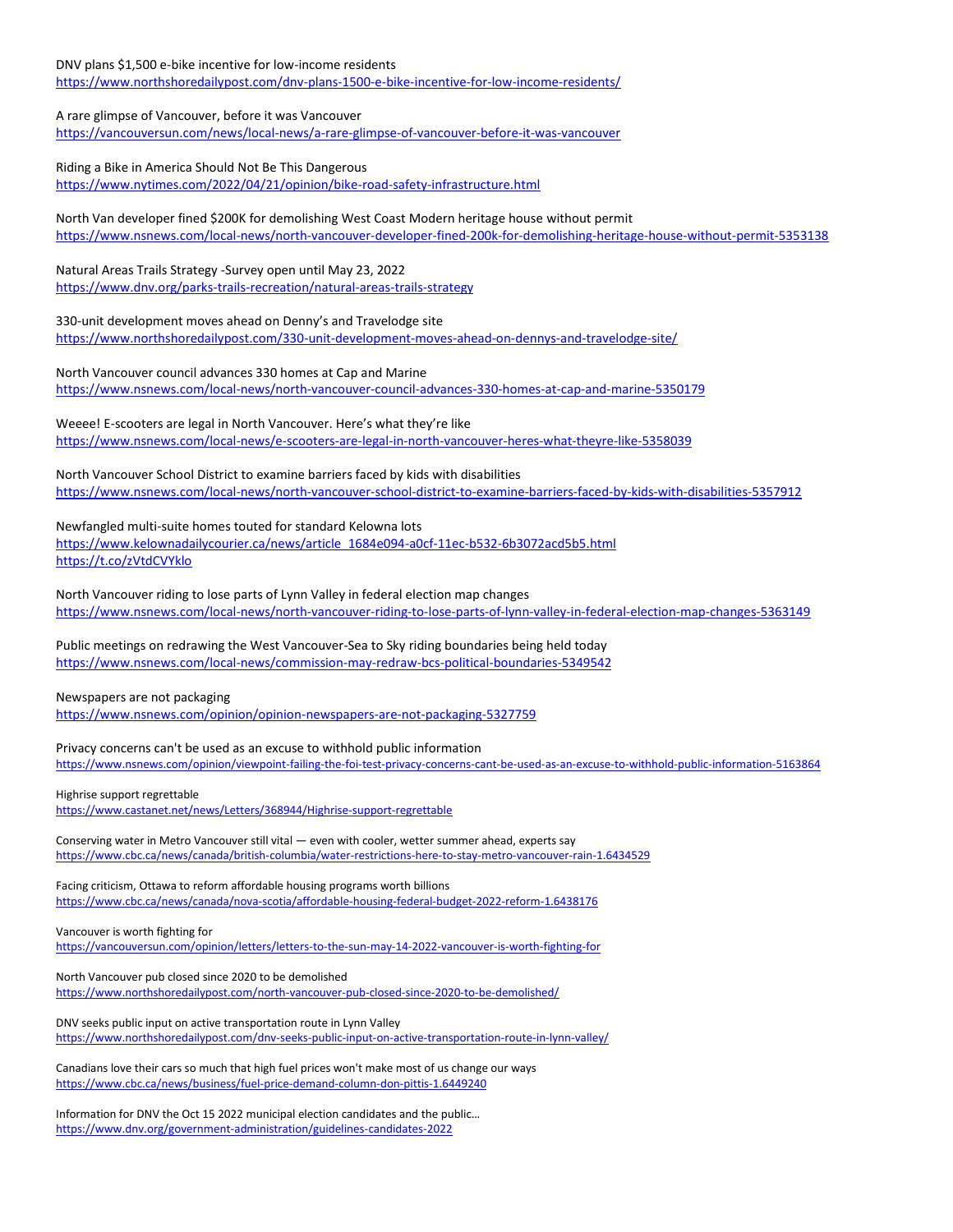DNV plans $1,500 e-bike incentive for low-income residents
https://www.northshoredailypost.com/dnv-plans-1500-e-bike-incentive-for-low-income-residents/

A rare glimpse of Vancouver, before it was Vancouver
https://vancouversun.com/news/local-news/a-rare-glimpse-of-vancouver-before-it-was-vancouver

Riding a Bike in America Should Not Be This Dangerous
https://www.nytimes.com/2022/04/21/opinion/bike-road-safety-infrastructure.html

North Van developer fined $200K for demolishing West Coast Modern heritage house without permit
https://www.nsnews.com/local-news/north-vancouver-developer-fined-200k-for-demolishing-heritage-house-without-permit-5353138

Natural Areas Trails Strategy -Survey open until May 23, 2022
https://www.dnv.org/parks-trails-recreation/natural-areas-trails-strategy

330-unit development moves ahead on Denny's and Travelodge site
https://www.northshoredailypost.com/330-unit-development-moves-ahead-on-dennys-and-travelodge-site/

North Vancouver council advances 330 homes at Cap and Marine
https://www.nsnews.com/local-news/north-vancouver-council-advances-330-homes-at-cap-and-marine-5350179

Weeee! E-scooters are legal in North Vancouver. Here's what they're like
https://www.nsnews.com/local-news/e-scooters-are-legal-in-north-vancouver-heres-what-theyre-like-5358039

North Vancouver School District to examine barriers faced by kids with disabilities
https://www.nsnews.com/local-news/north-vancouver-school-district-to-examine-barriers-faced-by-kids-with-disabilities-5357912

Newfangled multi-suite homes touted for standard Kelowna lots
https://www.kelownadailycourier.ca/news/article_1684e094-a0cf-11ec-b532-6b3072acd5b5.html
https://t.co/zVtdCVYklo

North Vancouver riding to lose parts of Lynn Valley in federal election map changes
https://www.nsnews.com/local-news/north-vancouver-riding-to-lose-parts-of-lynn-valley-in-federal-election-map-changes-5363149

Public meetings on redrawing the West Vancouver-Sea to Sky riding boundaries being held today
https://www.nsnews.com/local-news/commission-may-redraw-bcs-political-boundaries-5349542

Newspapers are not packaging
https://www.nsnews.com/opinion/opinion-newspapers-are-not-packaging-5327759

Privacy concerns can't be used as an excuse to withhold public information
https://www.nsnews.com/opinion/viewpoint-failing-the-foi-test-privacy-concerns-cant-be-used-as-an-excuse-to-withhold-public-information-5163864

Highrise support regrettable
https://www.castanet.net/news/Letters/368944/Highrise-support-regrettable

Conserving water in Metro Vancouver still vital — even with cooler, wetter summer ahead, experts say
https://www.cbc.ca/news/canada/british-columbia/water-restrictions-here-to-stay-metro-vancouver-rain-1.6434529

Facing criticism, Ottawa to reform affordable housing programs worth billions
https://www.cbc.ca/news/canada/nova-scotia/affordable-housing-federal-budget-2022-reform-1.6438176

Vancouver is worth fighting for
https://vancouversun.com/opinion/letters/letters-to-the-sun-may-14-2022-vancouver-is-worth-fighting-for

North Vancouver pub closed since 2020 to be demolished
https://www.northshoredailypost.com/north-vancouver-pub-closed-since-2020-to-be-demolished/

DNV seeks public input on active transportation route in Lynn Valley
https://www.northshoredailypost.com/dnv-seeks-public-input-on-active-transportation-route-in-lynn-valley/

Canadians love their cars so much that high fuel prices won't make most of us change our ways
https://www.cbc.ca/news/business/fuel-price-demand-column-don-pittis-1.6449240

Information for DNV the Oct 15 2022 municipal election candidates and the public…
https://www.dnv.org/government-administration/guidelines-candidates-2022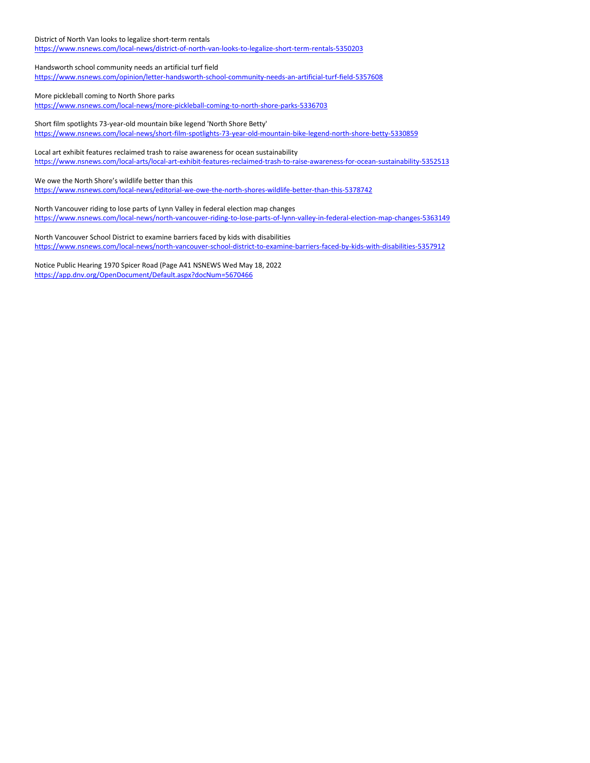District of North Van looks to legalize short-term rentals
https://www.nsnews.com/local-news/district-of-north-van-looks-to-legalize-short-term-rentals-5350203

Handsworth school community needs an artificial turf field
https://www.nsnews.com/opinion/letter-handsworth-school-community-needs-an-artificial-turf-field-5357608

More pickleball coming to North Shore parks
https://www.nsnews.com/local-news/more-pickleball-coming-to-north-shore-parks-5336703

Short film spotlights 73-year-old mountain bike legend 'North Shore Betty'
https://www.nsnews.com/local-news/short-film-spotlights-73-year-old-mountain-bike-legend-north-shore-betty-5330859

Local art exhibit features reclaimed trash to raise awareness for ocean sustainability
https://www.nsnews.com/local-arts/local-art-exhibit-features-reclaimed-trash-to-raise-awareness-for-ocean-sustainability-5352513

We owe the North Shore's wildlife better than this
https://www.nsnews.com/local-news/editorial-we-owe-the-north-shores-wildlife-better-than-this-5378742

North Vancouver riding to lose parts of Lynn Valley in federal election map changes
https://www.nsnews.com/local-news/north-vancouver-riding-to-lose-parts-of-lynn-valley-in-federal-election-map-changes-5363149

North Vancouver School District to examine barriers faced by kids with disabilities
https://www.nsnews.com/local-news/north-vancouver-school-district-to-examine-barriers-faced-by-kids-with-disabilities-5357912

Notice Public Hearing 1970 Spicer Road (Page A41 NSNEWS Wed May 18, 2022
https://app.dnv.org/OpenDocument/Default.aspx?docNum=5670466